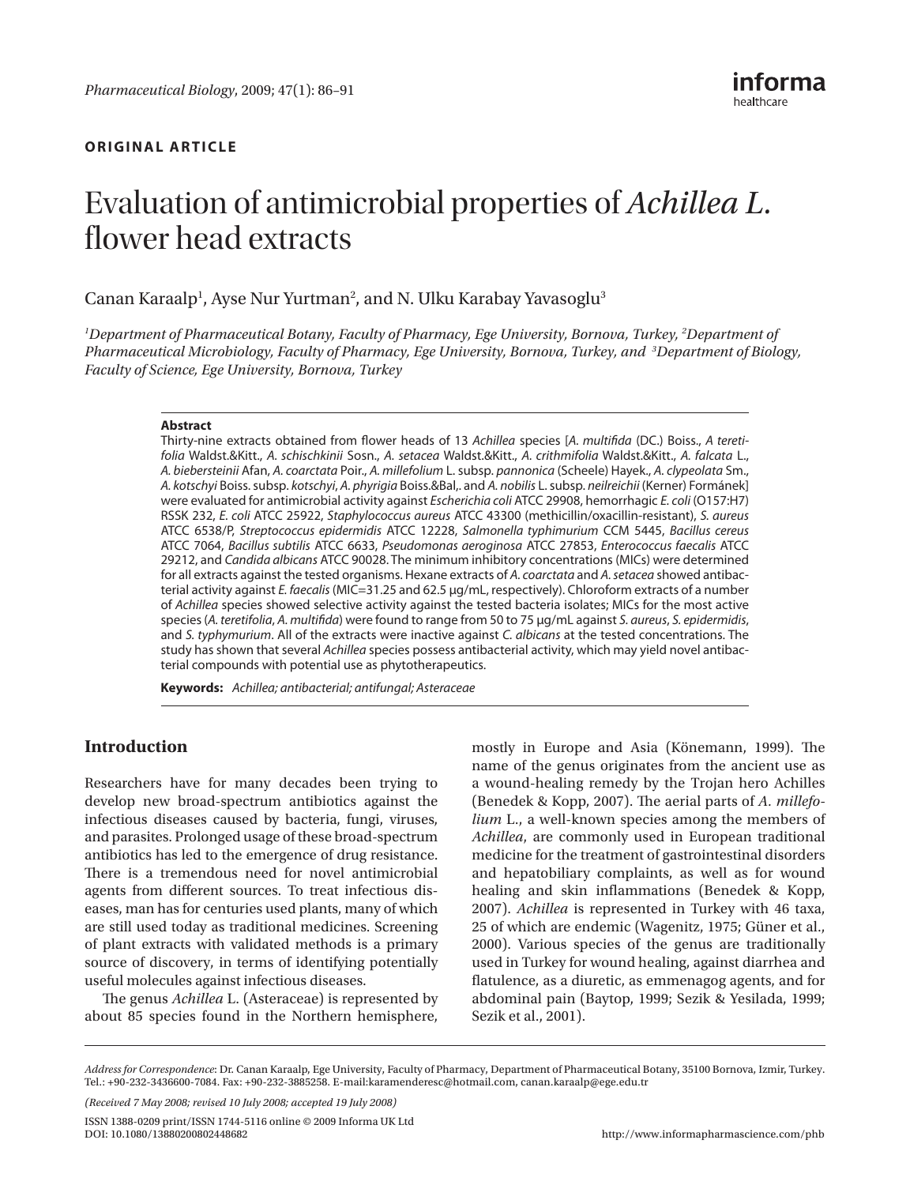ORIGINAL ARTICLE

# Evaluation of antimicrobial properties of *Achillea L.* flower head extracts

Canan Karaalp[1], Ayse Nur Yurtman[2], and N. Ulku Karabay Yavasoglu[3]

[1]*Department of Pharmaceutical Botany, Faculty of Pharmacy, Ege University, Bornova, Turkey,* [2]*Department of Pharmaceutical Microbiology, Faculty of Pharmacy, Ege University, Bornova, Turkey, and* [3]*Department of Biology, Faculty of Science, Ege University, Bornova, Turkey*

**Abstract**

Thirty-nine extracts obtained from flower heads of 13 *Achillea* species [*A. multifida* (DC.) Boiss., *A teretifolia* Waldst.&Kitt., *A. schischkinii* Sosn., *A. setacea* Waldst.&Kitt., *A. crithmifolia* Waldst.&Kitt., *A. falcata* L., *A. biebersteinii* Afan, *A. coarctata* Poir., *A. millefolium* L. subsp. *pannonica* (Scheele) Hayek., *A. clypeolata* Sm., *A. kotschyi* Boiss. subsp. *kotschyi*, *A. phyrigia* Boiss.&Bal,. and *A. nobilis* L. subsp. *neilreichii* (Kerner) Formánek] were evaluated for antimicrobial activity against *Escherichia coli* ATCC 29908, hemorrhagic *E. coli* (O157:H7) RSSK 232, *E. coli* ATCC 25922, *Staphylococcus aureus* ATCC 43300 (methicillin/oxacillin-resistant), *S. aureus* ATCC 6538/P, *Streptococcus epidermidis* ATCC 12228, *Salmonella typhimurium* CCM 5445, *Bacillus cereus* ATCC 7064, *Bacillus subtilis* ATCC 6633, *Pseudomonas aeroginosa* ATCC 27853, *Enterococcus faecalis* ATCC 29212, and *Candida albicans* ATCC 90028. The minimum inhibitory concentrations (MICs) were determined for all extracts against the tested organisms. Hexane extracts of *A. coarctata* and *A. setacea* showed antibacterial activity against *E. faecalis* (MIC=31.25 and 62.5 µg/mL, respectively). Chloroform extracts of a number of *Achillea* species showed selective activity against the tested bacteria isolates; MICs for the most active species (*A. teretifolia*, *A. multifida*) were found to range from 50 to 75 µg/mL against *S. aureus*, *S. epidermidis*, and *S. typhymurium*. All of the extracts were inactive against *C. albicans* at the tested concentrations. The study has shown that several *Achillea* species possess antibacterial activity, which may yield novel antibacterial compounds with potential use as phytotherapeutics.

**Keywords:** *Achillea; antibacterial; antifungal; Asteraceae*

## Introduction

Researchers have for many decades been trying to develop new broad-spectrum antibiotics against the infectious diseases caused by bacteria, fungi, viruses, and parasites. Prolonged usage of these broad-spectrum antibiotics has led to the emergence of drug resistance. There is a tremendous need for novel antimicrobial agents from different sources. To treat infectious diseases, man has for centuries used plants, many of which are still used today as traditional medicines. Screening of plant extracts with validated methods is a primary source of discovery, in terms of identifying potentially useful molecules against infectious diseases.

The genus *Achillea* L. (Asteraceae) is represented by about 85 species found in the Northern hemisphere, mostly in Europe and Asia (Könemann, 1999). The name of the genus originates from the ancient use as a wound-healing remedy by the Trojan hero Achilles (Benedek & Kopp, 2007). The aerial parts of *A. millefolium* L., a well-known species among the members of *Achillea*, are commonly used in European traditional medicine for the treatment of gastrointestinal disorders and hepatobiliary complaints, as well as for wound healing and skin inflammations (Benedek & Kopp, 2007). *Achillea* is represented in Turkey with 46 taxa, 25 of which are endemic (Wagenitz, 1975; Güner et al., 2000). Various species of the genus are traditionally used in Turkey for wound healing, against diarrhea and flatulence, as a diuretic, as emmenagog agents, and for abdominal pain (Baytop, 1999; Sezik & Yesilada, 1999; Sezik et al., 2001).

*Address for Correspondence*: Dr. Canan Karaalp, Ege University, Faculty of Pharmacy, Department of Pharmaceutical Botany, 35100 Bornova, Izmir, Turkey. Tel.: +90-232-3436600-7084. Fax: +90-232-3885258. E-mail:karamenderesc@hotmail.com, canan.karaalp@ege.edu.tr

*(Received 7 May 2008; revised 10 July 2008; accepted 19 July 2008)*

ISSN 1388-0209 print/ISSN 1744-5116 online © 2009 Informa UK Ltd
DOI: 10.1080/13880200802448682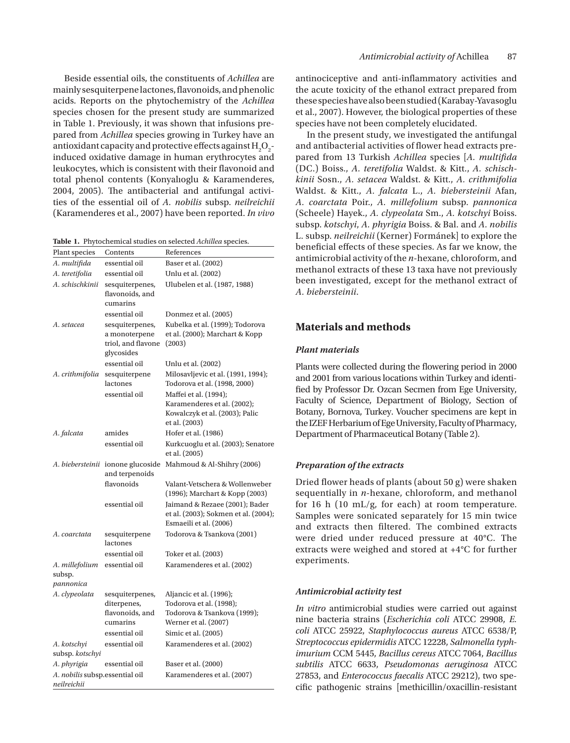Beside essential oils, the constituents of *Achillea* are mainly sesquiterpene lactones, flavonoids, and phenolic acids. Reports on the phytochemistry of the *Achillea* species chosen for the present study are summarized in Table 1. Previously, it was shown that infusions prepared from *Achillea* species growing in Turkey have an antioxidant capacity and protective effects against $H_2O_2$-induced oxidative damage in human erythrocytes and leukocytes, which is consistent with their flavonoid and total phenol contents (Konyalıoglu & Karamenderes, 2004, 2005). The antibacterial and antifungal activities of the essential oil of *A. nobilis* subsp. *neilreichii* (Karamenderes et al., 2007) have been reported. *In vivo* antinociceptive and anti-inflammatory activities and the acute toxicity of the ethanol extract prepared from these species have also been studied (Karabay-Yavasoglu et al., 2007). However, the biological properties of these species have not been completely elucidated.

**Table 1.** Phytochemical studies on selected *Achillea* species.

| Plant species | Contents | References |
|---|---|---|
| *A. multifida* | essential oil | Baser et al. (2002) |
| *A. teretifolia* | essential oil | Unlu et al. (2002) |
| *A. schischkinii* | sesquiterpenes, flavonoids, and cumarins | Ulubelen et al. (1987, 1988) |
| | essential oil | Donmez et al. (2005) |
| *A. setacea* | sesquiterpenes, a monoterpene triol, and flavone glycosides | Kubelka et al. (1999); Todorova et al. (2000); Marchart & Kopp (2003) |
| | essential oil | Unlu et al. (2002) |
| *A. crithmifolia* | sesquiterpene lactones | Milosavljevic et al. (1991, 1994); Todorova et al. (1998, 2000) |
| | essential oil | Maffei et al. (1994); Karamenderes et al. (2002); Kowalczyk et al. (2003); Palic et al. (2003) |
| *A. falcata* | amides | Hofer et al. (1986) |
| | essential oil | Kurkcuoglu et al. (2003); Senatore et al. (2005) |
| *A. biebersteinii* | ionone glucoside and terpenoids | Mahmoud & Al-Shihry (2006) |
| | flavonoids | Valant-Vetschera & Wollenweber (1996); Marchart & Kopp (2003) |
| | essential oil | Jaimand & Rezaee (2001); Bader et al. (2003); Sokmen et al. (2004); Esmaeili et al. (2006) |
| *A. coarctata* | sesquiterpene lactones | Todorova & Tsankova (2001) |
| | essential oil | Toker et al. (2003) |
| *A. millefolium* subsp. *pannonica* | essential oil | Karamenderes et al. (2002) |
| *A. clypeolata* | sesquiterpenes, diterpenes, flavonoids, and cumarins | Aljancic et al. (1996); Todorova et al. (1998); Todorova & Tsankova (1999); Werner et al. (2007) |
| | essential oil | Simic et al. (2005) |
| *A. kotschyi* subsp. *kotschyi* | essential oil | Karamenderes et al. (2002) |
| *A. phyrigia* | essential oil | Baser et al. (2000) |
| *A. nobilis* subsp. *neilreichii* | essential oil | Karamenderes et al. (2007) |

In the present study, we investigated the antifungal and antibacterial activities of flower head extracts prepared from 13 Turkish *Achillea* species [*A. multifida* (DC.) Boiss., *A. teretifolia* Waldst. & Kitt., *A. schischkinii* Sosn., *A. setacea* Waldst. & Kitt., *A. crithmifolia* Waldst. & Kitt., *A. falcata* L., *A. biebersteinii* Afan, *A. coarctata* Poir., *A. millefolium* subsp. *pannonica* (Scheele) Hayek., *A. clypeolata* Sm., *A. kotschyi* Boiss. subsp. *kotschyi*, *A. phyrigia* Boiss. & Bal. and *A. nobilis* L. subsp. *neilreichii* (Kerner) Formánek] to explore the beneficial effects of these species. As far we know, the antimicrobial activity of the *n*-hexane, chloroform, and methanol extracts of these 13 taxa have not previously been investigated, except for the methanol extract of *A. biebersteinii*.

## Materials and methods

### Plant materials

Plants were collected during the flowering period in 2000 and 2001 from various locations within Turkey and identified by Professor Dr. Ozcan Secmen from Ege University, Faculty of Science, Department of Biology, Section of Botany, Bornova, Turkey. Voucher specimens are kept in the IZEF Herbarium of Ege University, Faculty of Pharmacy, Department of Pharmaceutical Botany (Table 2).

### Preparation of the extracts

Dried flower heads of plants (about 50 g) were shaken sequentially in *n*-hexane, chloroform, and methanol for 16 h (10 mL/g, for each) at room temperature. Samples were sonicated separately for 15 min twice and extracts then filtered. The combined extracts were dried under reduced pressure at 40°C. The extracts were weighed and stored at +4°C for further experiments.

### Antimicrobial activity test

*In vitro* antimicrobial studies were carried out against nine bacteria strains (*Escherichia coli* ATCC 29908, *E. coli* ATCC 25922, *Staphylococcus aureus* ATCC 6538/P, *Streptococcus epidermidis* ATCC 12228, *Salmonella typhimurium* CCM 5445, *Bacillus cereus* ATCC 7064, *Bacillus subtilis* ATCC 6633, *Pseudomonas aeruginosa* ATCC 27853, and *Enterococcus faecalis* ATCC 29212), two specific pathogenic strains [methicillin/oxacillin-resistant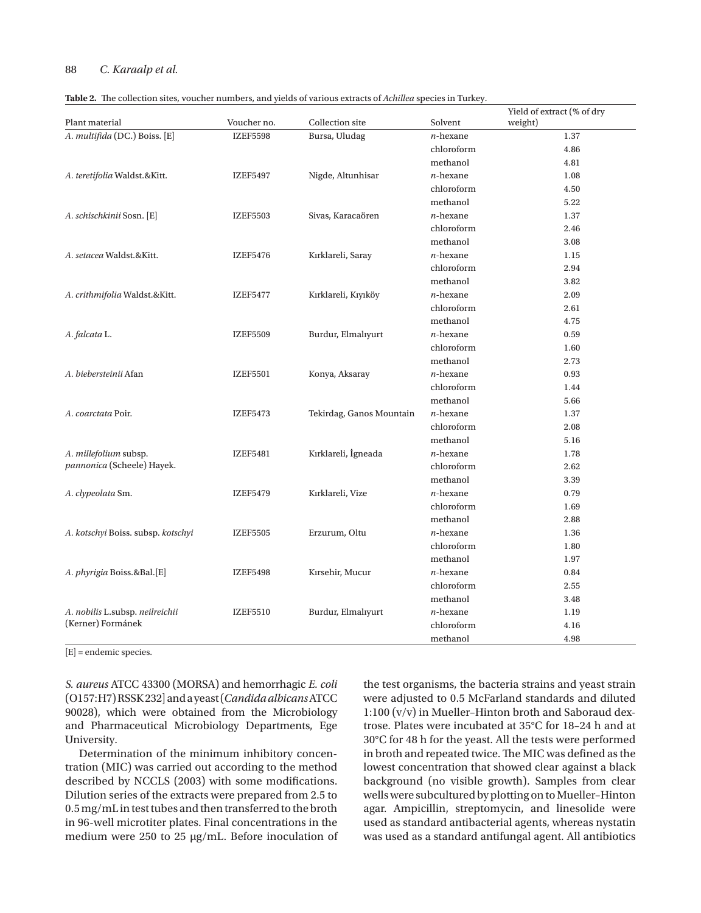**Table 2.** The collection sites, voucher numbers, and yields of various extracts of *Achillea* species in Turkey.

| Plant material | Voucher no. | Collection site | Solvent | Yield of extract (% of dry weight) |
|---|---|---|---|---|
| *A. multifida* (DC.) Boiss. [E] | IZEF5598 | Bursa, Uludag | *n*-hexane | 1.37 |
| | | | chloroform | 4.86 |
| | | | methanol | 4.81 |
| *A. teretifolia* Waldst.&Kitt. | IZEF5497 | Nigde, Altunhisar | *n*-hexane | 1.08 |
| | | | chloroform | 4.50 |
| | | | methanol | 5.22 |
| *A. schischkinii* Sosn. [E] | IZEF5503 | Sivas, Karacaören | *n*-hexane | 1.37 |
| | | | chloroform | 2.46 |
| | | | methanol | 3.08 |
| *A. setacea* Waldst.&Kitt. | IZEF5476 | Kırklareli, Saray | *n*-hexane | 1.15 |
| | | | chloroform | 2.94 |
| | | | methanol | 3.82 |
| *A. crithmifolia* Waldst.&Kitt. | IZEF5477 | Kırklareli, Kıyıköy | *n*-hexane | 2.09 |
| | | | chloroform | 2.61 |
| | | | methanol | 4.75 |
| *A. falcata* L. | IZEF5509 | Burdur, Elmalıyurt | *n*-hexane | 0.59 |
| | | | chloroform | 1.60 |
| | | | methanol | 2.73 |
| *A. biebersteinii* Afan | IZEF5501 | Konya, Aksaray | *n*-hexane | 0.93 |
| | | | chloroform | 1.44 |
| | | | methanol | 5.66 |
| *A. coarctata* Poir. | IZEF5473 | Tekirdag, Ganos Mountain | *n*-hexane | 1.37 |
| | | | chloroform | 2.08 |
| | | | methanol | 5.16 |
| *A. millefolium* subsp. *pannonica* (Scheele) Hayek. | IZEF5481 | Kırklareli, İgneada | *n*-hexane | 1.78 |
| | | | chloroform | 2.62 |
| | | | methanol | 3.39 |
| *A. clypeolata* Sm. | IZEF5479 | Kırklareli, Vize | *n*-hexane | 0.79 |
| | | | chloroform | 1.69 |
| | | | methanol | 2.88 |
| *A. kotschyi* Boiss. subsp. *kotschyi* | IZEF5505 | Erzurum, Oltu | *n*-hexane | 1.36 |
| | | | chloroform | 1.80 |
| | | | methanol | 1.97 |
| *A. phyrigia* Boiss.&Bal.[E] | IZEF5498 | Kırsehir, Mucur | *n*-hexane | 0.84 |
| | | | chloroform | 2.55 |
| | | | methanol | 3.48 |
| *A. nobilis* L.subsp. *neilreichii* (Kerner) Formánek | IZEF5510 | Burdur, Elmalıyurt | *n*-hexane | 1.19 |
| | | | chloroform | 4.16 |
| | | | methanol | 4.98 |

[E] = endemic species.

*S. aureus* ATCC 43300 (MORSA) and hemorrhagic *E. coli* (O157:H7) RSSK 232] and a yeast (*Candida albicans* ATCC 90028), which were obtained from the Microbiology and Pharmaceutical Microbiology Departments, Ege University.

Determination of the minimum inhibitory concentration (MIC) was carried out according to the method described by NCCLS (2003) with some modifications. Dilution series of the extracts were prepared from 2.5 to 0.5 mg/mL in test tubes and then transferred to the broth in 96-well microtiter plates. Final concentrations in the medium were 250 to 25 µg/mL. Before inoculation of the test organisms, the bacteria strains and yeast strain were adjusted to 0.5 McFarland standards and diluted 1:100 (v/v) in Mueller–Hinton broth and Saboraud dextrose. Plates were incubated at 35°C for 18–24 h and at 30°C for 48 h for the yeast. All the tests were performed in broth and repeated twice. The MIC was defined as the lowest concentration that showed clear against a black background (no visible growth). Samples from clear wells were subcultured by plotting on to Mueller–Hinton agar. Ampicillin, streptomycin, and linesolide were used as standard antibacterial agents, whereas nystatin was used as a standard antifungal agent. All antibiotics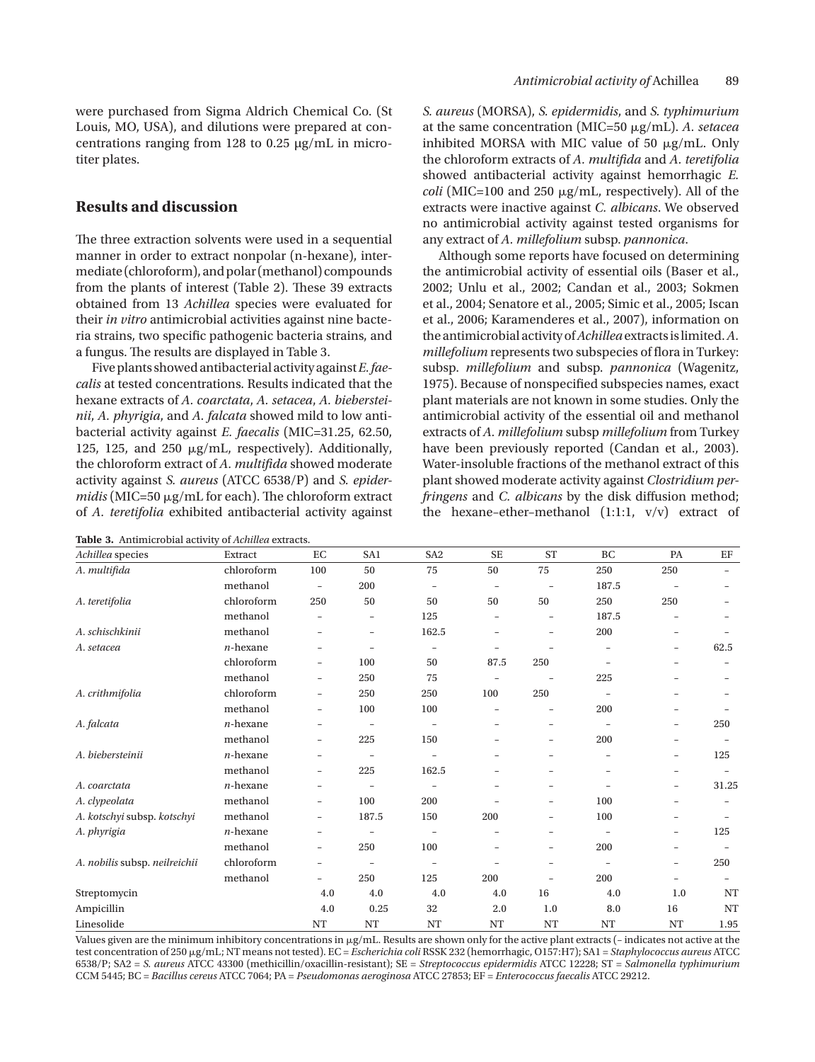were purchased from Sigma Aldrich Chemical Co. (St Louis, MO, USA), and dilutions were prepared at concentrations ranging from 128 to 0.25 μg/mL in microtiter plates.

## Results and discussion

The three extraction solvents were used in a sequential manner in order to extract nonpolar (n-hexane), intermediate (chloroform), and polar (methanol) compounds from the plants of interest (Table 2). These 39 extracts obtained from 13 *Achillea* species were evaluated for their *in vitro* antimicrobial activities against nine bacteria strains, two specific pathogenic bacteria strains, and a fungus. The results are displayed in Table 3.

Five plants showed antibacterial activity against *E. faecalis* at tested concentrations. Results indicated that the hexane extracts of *A. coarctata*, *A. setacea*, *A. biebersteinii*, *A. phyrigia*, and *A. falcata* showed mild to low antibacterial activity against *E. faecalis* (MIC=31.25, 62.50, 125, 125, and 250 μg/mL, respectively). Additionally, the chloroform extract of *A. multifida* showed moderate activity against *S. aureus* (ATCC 6538/P) and *S. epidermidis* (MIC=50 μg/mL for each). The chloroform extract of *A. teretifolia* exhibited antibacterial activity against *S. aureus* (MORSA), *S. epidermidis*, and *S. typhimurium* at the same concentration (MIC=50 μg/mL). *A. setacea* inhibited MORSA with MIC value of 50 μg/mL. Only the chloroform extracts of *A. multifida* and *A. teretifolia* showed antibacterial activity against hemorrhagic *E. coli* (MIC=100 and 250 μg/mL, respectively). All of the extracts were inactive against *C. albicans*. We observed no antimicrobial activity against tested organisms for any extract of *A. millefolium* subsp. *pannonica*.

Although some reports have focused on determining the antimicrobial activity of essential oils (Baser et al., 2002; Unlu et al., 2002; Candan et al., 2003; Sokmen et al., 2004; Senatore et al., 2005; Simic et al., 2005; Iscan et al., 2006; Karamenderes et al., 2007), information on the antimicrobial activity of *Achillea* extracts is limited. *A. millefolium* represents two subspecies of flora in Turkey: subsp. *millefolium* and subsp. *pannonica* (Wagenitz, 1975). Because of nonspecified subspecies names, exact plant materials are not known in some studies. Only the antimicrobial activity of the essential oil and methanol extracts of *A. millefolium* subsp *millefolium* from Turkey have been previously reported (Candan et al., 2003). Water-insoluble fractions of the methanol extract of this plant showed moderate activity against *Clostridium perfringens* and *C. albicans* by the disk diffusion method; the hexane–ether–methanol (1:1:1, v/v) extract of

**Table 3.** Antimicrobial activity of *Achillea* extracts.

| *Achillea* species | Extract | EC | SA1 | SA2 | SE | ST | BC | PA | EF |
|---|---|---|---|---|---|---|---|---|---|
| *A. multifida* | chloroform | 100 | 50 | 75 | 50 | 75 | 250 | 250 | – |
| | methanol | – | 200 | – | – | – | 187.5 | – | – |
| *A. teretifolia* | chloroform | 250 | 50 | 50 | 50 | 50 | 250 | 250 | – |
| | methanol | – | – | 125 | – | – | 187.5 | – | – |
| *A. schischkinii* | methanol | – | – | 162.5 | – | – | 200 | – | – |
| *A. setacea* | *n*-hexane | – | – | – | – | – | – | – | 62.5 |
| | chloroform | – | 100 | 50 | 87.5 | 250 | – | – | – |
| | methanol | – | 250 | 75 | – | – | 225 | – | – |
| *A. crithmifolia* | chloroform | – | 250 | 250 | 100 | 250 | – | – | – |
| | methanol | – | 100 | 100 | – | – | 200 | – | – |
| *A. falcata* | *n*-hexane | – | – | – | – | – | – | – | 250 |
| | methanol | – | 225 | 150 | – | – | 200 | – | – |
| *A. biebersteinii* | *n*-hexane | – | – | – | – | – | – | – | 125 |
| | methanol | – | 225 | 162.5 | – | – | – | – | – |
| *A. coarctata* | *n*-hexane | – | – | – | – | – | – | – | 31.25 |
| *A. clypeolata* | methanol | – | 100 | 200 | – | – | 100 | – | – |
| *A. kotschyi* subsp. *kotschyi* | methanol | – | 187.5 | 150 | 200 | – | 100 | – | – |
| *A. phyrigia* | *n*-hexane | – | – | – | – | – | – | – | 125 |
| | methanol | – | 250 | 100 | – | – | 200 | – | – |
| *A. nobilis* subsp. *neilreichii* | chloroform | – | – | – | – | – | – | – | 250 |
| | methanol | – | 250 | 125 | 200 | – | 200 | – | – |
| Streptomycin | | 4.0 | 4.0 | 4.0 | 4.0 | 16 | 4.0 | 1.0 | NT |
| Ampicillin | | 4.0 | 0.25 | 32 | 2.0 | 1.0 | 8.0 | 16 | NT |
| Linesolide | | NT | NT | NT | NT | NT | NT | NT | 1.95 |

Values given are the minimum inhibitory concentrations in μg/mL. Results are shown only for the active plant extracts (– indicates not active at the test concentration of 250 μg/mL; NT means not tested). EC = *Escherichia coli* RSSK 232 (hemorrhagic, O157:H7); SA1 = *Staphylococcus aureus* ATCC 6538/P; SA2 = *S. aureus* ATCC 43300 (methicillin/oxacillin-resistant); SE = *Streptococcus epidermidis* ATCC 12228; ST = *Salmonella typhimurium* CCM 5445; BC = *Bacillus cereus* ATCC 7064; PA = *Pseudomonas aeroginosa* ATCC 27853; EF = *Enterococcus faecalis* ATCC 29212.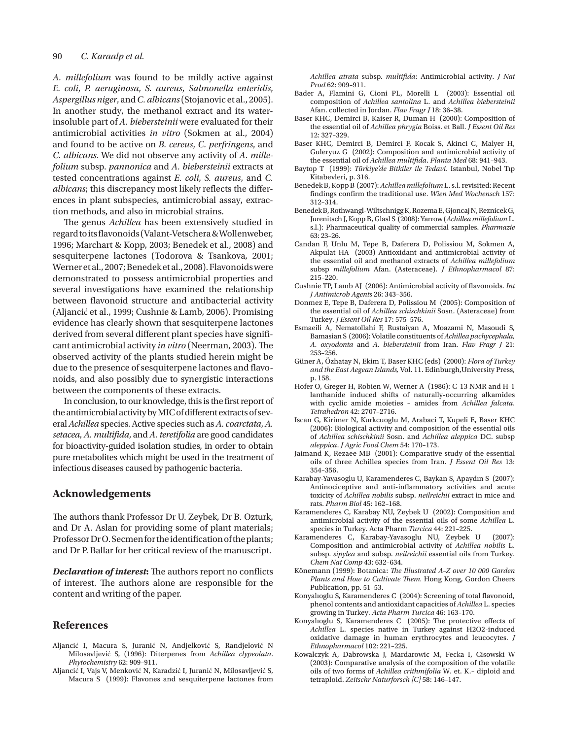*A. millefolium* was found to be mildly active against *E. coli*, *P. aeruginosa*, *S. aureus*, *Salmonella enteridis*, *Aspergillus niger*, and *C. albicans* (Stojanovic et al., 2005). In another study, the methanol extract and its water-insoluble part of *A. biebersteinii* were evaluated for their antimicrobial activities *in vitro* (Sokmen at al., 2004) and found to be active on *B. cereus*, *C. perfringens*, and *C. albicans*. We did not observe any activity of *A. millefolium* subsp. *pannonica* and *A. biebersteinii* extracts at tested concentrations against *E. coli*, *S. aureus*, and *C. albicans*; this discrepancy most likely reflects the differences in plant subspecies, antimicrobial assay, extraction methods, and also in microbial strains.

The genus *Achillea* has been extensively studied in regard to its flavonoids (Valant-Vetschera & Wollenweber, 1996; Marchart & Kopp, 2003; Benedek et al., 2008) and sesquiterpene lactones (Todorova & Tsankova, 2001; Werner et al., 2007; Benedek et al., 2008). Flavonoids were demonstrated to possess antimicrobial properties and several investigations have examined the relationship between flavonoid structure and antibacterial activity (Aljancić et al., 1999; Cushnie & Lamb, 2006). Promising evidence has clearly shown that sesquiterpene lactones derived from several different plant species have significant antimicrobial activity *in vitro* (Neerman, 2003). The observed activity of the plants studied herein might be due to the presence of sesquiterpene lactones and flavonoids, and also possibly due to synergistic interactions between the components of these extracts.

In conclusion, to our knowledge, this is the first report of the antimicrobial activity by MIC of different extracts of several *Achillea* species. Active species such as *A. coarctata*, *A. setacea*, *A. multifida*, and *A. teretifolia* are good candidates for bioactivity-guided isolation studies, in order to obtain pure metabolites which might be used in the treatment of infectious diseases caused by pathogenic bacteria.

## Acknowledgements

The authors thank Professor Dr U. Zeybek, Dr B. Ozturk, and Dr A. Aslan for providing some of plant materials; Professor Dr O. Secmen for the identification of the plants; and Dr P. Ballar for her critical review of the manuscript.

***Declaration of interest*:** The authors report no conflicts of interest. The authors alone are responsible for the content and writing of the paper.

## References

Aljancić I, Macura S, Juranić N, Andjelković S, Randjelović N Milosavljević S, (1996): Diterpenes from *Achillea clypeolata*. *Phytochemistry* 62: 909–911.

Aljancić I, Vajs V, Menković N, Karadzić I, Juranić N, Milosavljević S, Macura S (1999): Flavones and sesquiterpene lactones from *Achillea atrata* subsp. *multifida*: Antimicrobial activity. *J Nat Prod* 62: 909–911.

Bader A, Flamini G, Cioni PL, Morelli L (2003): Essential oil composition of *Achillea santolina* L. and *Achillea biebersteinii* Afan. collected in Jordan. *Flav Fragr J* 18: 36–38.

Baser KHC, Demirci B, Kaiser R, Duman H (2000): Composition of the essential oil of *Achillea phrygia* Boiss. et Ball. *J Essent Oil Res* 12: 327–329.

Baser KHC, Demirci B, Demirci F, Kocak S, Akinci C, Malyer H, Guleryuz G (2002): Composition and antimicrobial activity of the essential oil of *Achillea multifida*. *Planta Med* 68: 941–943.

Baytop T (1999): *Türkiye'de Bitkiler ile Tedavi*. Istanbul, Nobel Tıp Kitabevleri, p. 316.

Benedek B, Kopp B (2007): *Achillea millefolium* L. s.l. revisited: Recent findings confirm the traditional use. *Wien Med Wochensch* 157: 312–314.

Benedek B, Rothwangl-Wiltschnigg K, Rozema E, Gjoncaj N, Reznicek G, Jurenitsch J, Kopp B, Glasl S (2008): Yarrow (*Achillea millefolium* L. s.l.): Pharmaceutical quality of commercial samples. *Pharmazie* 63: 23–26.

Candan F, Unlu M, Tepe B, Daferera D, Polissiou M, Sokmen A, Akpulat HA (2003) Antioxidant and antimicrobial activity of the essential oil and methanol extracts of *Achillea millefolium* subsp *millefolium* Afan. (Asteraceae). *J Ethnopharmacol* 87: 215–220.

Cushnie TP, Lamb AJ (2006): Antimicrobial activity of flavonoids. *Int J Antimicrob Agents* 26: 343–356.

Donmez E, Tepe B, Daferera D, Polissiou M (2005): Composition of the essential oil of *Achillea schischkinii* Sosn. (Asteraceae) from Turkey. *J Essent Oil Res* 17: 575–576.

Esmaeili A, Nematollahi F, Rustaiyan A, Moazami N, Masoudi S, Bamasian S (2006): Volatile constituents of *Achillea pachycephala, A. oxyodonta* and *A. biebersteinii* from Iran. *Flav Fragr J* 21: 253–256.

Güner A, Özhatay N, Ekim T, Baser KHC (eds) (2000): *Flora of Turkey and the East Aegean Islands,* Vol. 11. Edinburgh,University Press, p. 158.

Hofer O, Greger H, Robien W, Werner A (1986): C-13 NMR and H-1 lanthanide induced shifts of naturally-occurring alkamides with cyclic amide moieties – amides from *Achillea falcata*. *Tetrahedron* 42: 2707–2716.

Iscan G, Kirimer N, Kurkcuoglu M, Arabaci T, Kupeli E, Baser KHC (2006): Biological activity and composition of the essential oils of *Achillea schischkinii* Sosn. and *Achillea aleppica* DC. subsp *aleppica*. *J Agric Food Chem* 54: 170–173.

Jaimand K, Rezaee MB (2001): Comparative study of the essential oils of three Achillea species from Iran. *J Essent Oil Res* 13: 354–356.

Karabay-Yavasoglu U, Karamenderes C, Baykan S, Apaydın S (2007): Antinociceptive and anti-inflammatory activities and acute toxicity of *Achillea nobilis* subsp. *neilreichii* extract in mice and rats. *Pharm Biol* 45: 162–168.

Karamenderes C, Karabay NU, Zeybek U (2002): Composition and antimicrobial activity of the essential oils of some *Achillea* L. species in Turkey. Acta Pharm *Turcica* 44: 221–225.

Karamenderes C, Karabay-Yavasoglu NU, Zeybek U (2007): Composition and antimicrobial activity of *Achillea nobilis* L. subsp. *sipylea* and subsp. *neilreichii* essential oils from Turkey. *Chem Nat Comp* 43: 632–634.

Könemann (1999): Botanica: *The Illustrated A–Z over 10 000 Garden Plants and How to Cultivate Them.* Hong Kong, Gordon Cheers Publication, pp. 51–53.

Konyalıoglu S, Karamenderes C (2004): Screening of total flavonoid, phenol contents and antioxidant capacities of *Achillea* L. species growing in Turkey. *Acta Pharm Turcica* 46: 163–170.

Konyalıoglu S, Karamenderes C (2005): The protective effects of *Achillea* L. species native in Turkey against H2O2-induced oxidative damage in human erythrocytes and leucocytes. *J Ethnopharmacol* 102: 221–225.

Kowalczyk A, Dabrowska J, Mardarowic M, Fecka I, Cisowski W (2003): Comparative analysis of the composition of the volatile oils of two forms of *Achillea crithmifolia* W. et. K.– diploid and tetraploid. *Zeitschr Naturforsch [C]* 58: 146–147.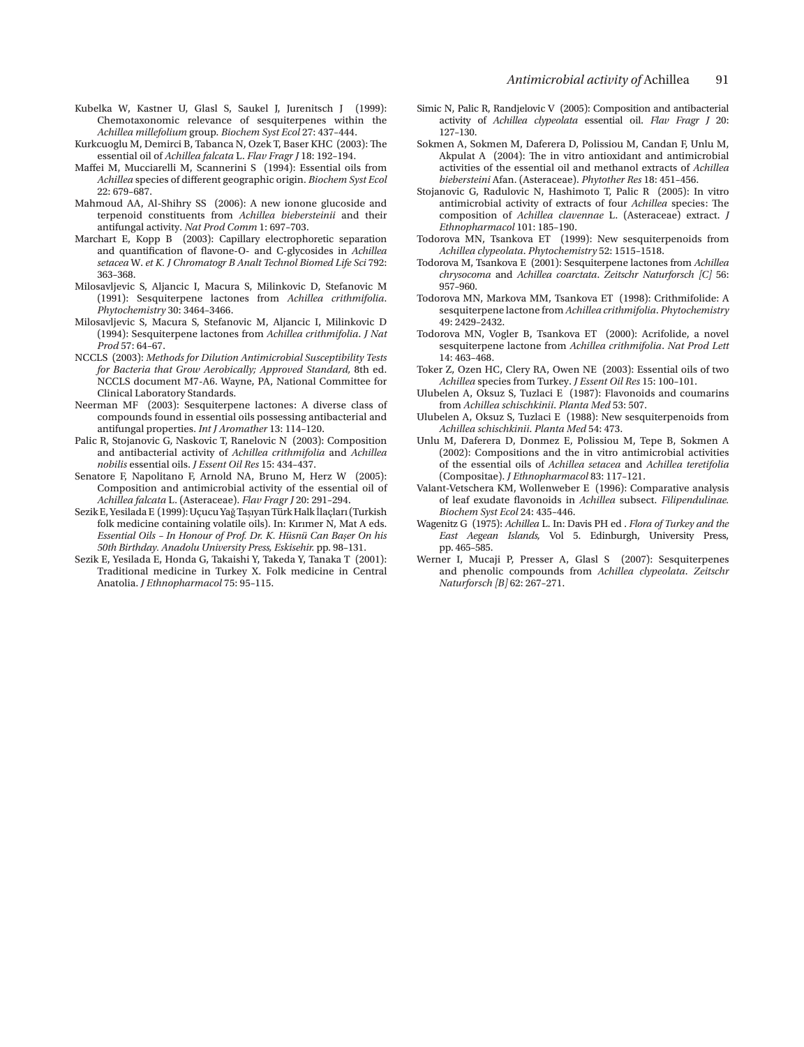Kubelka W, Kastner U, Glasl S, Saukel J, Jurenitsch J (1999): Chemotaxonomic relevance of sesquiterpenes within the *Achillea millefolium* group. *Biochem Syst Ecol* 27: 437–444.

Kurkcuoglu M, Demirci B, Tabanca N, Ozek T, Baser KHC (2003): The essential oil of *Achillea falcata* L. *Flav Fragr J* 18: 192–194.

Maffei M, Mucciarelli M, Scannerini S (1994): Essential oils from *Achillea* species of different geographic origin. *Biochem Syst Ecol* 22: 679–687.

Mahmoud AA, Al-Shihry SS (2006): A new ionone glucoside and terpenoid constituents from *Achillea biebersteinii* and their antifungal activity. *Nat Prod Comm* 1: 697–703.

Marchart E, Kopp B (2003): Capillary electrophoretic separation and quantification of flavone-O- and C-glycosides in *Achillea setacea* W. *et K. J Chromatogr B Analt Technol Biomed Life Sci* 792: 363–368.

Milosavljevic S, Aljancic I, Macura S, Milinkovic D, Stefanovic M (1991): Sesquiterpene lactones from *Achillea crithmifolia*. *Phytochemistry* 30: 3464–3466.

Milosavljevic S, Macura S, Stefanovic M, Aljancic I, Milinkovic D (1994): Sesquiterpene lactones from *Achillea crithmifolia*. *J Nat Prod* 57: 64–67.

NCCLS (2003): *Methods for Dilution Antimicrobial Susceptibility Tests for Bacteria that Grow Aerobically; Approved Standard,* 8th ed. NCCLS document M7-A6. Wayne, PA, National Committee for Clinical Laboratory Standards.

Neerman MF (2003): Sesquiterpene lactones: A diverse class of compounds found in essential oils possessing antibacterial and antifungal properties. *Int J Aromather* 13: 114–120.

Palic R, Stojanovic G, Naskovic T, Ranelovic N (2003): Composition and antibacterial activity of *Achillea crithmifolia* and *Achillea nobilis* essential oils. *J Essent Oil Res* 15: 434–437.

Senatore F, Napolitano F, Arnold NA, Bruno M, Herz W (2005): Composition and antimicrobial activity of the essential oil of *Achillea falcata* L. (Asteraceae). *Flav Fragr J* 20: 291–294.

Sezik E, Yesilada E (1999): Uçucu Yağ Taşıyan Türk Halk İlaçları (Turkish folk medicine containing volatile oils). In: Kırımer N, Mat A eds. *Essential Oils – In Honour of Prof. Dr. K. Hüsnü Can Başer On his 50th Birthday. Anadolu University Press, Eskisehir.* pp. 98–131.

Sezik E, Yesilada E, Honda G, Takaishi Y, Takeda Y, Tanaka T (2001): Traditional medicine in Turkey X. Folk medicine in Central Anatolia. *J Ethnopharmacol* 75: 95–115.

Simic N, Palic R, Randjelovic V (2005): Composition and antibacterial activity of *Achillea clypeolata* essential oil. *Flav Fragr J* 20: 127–130.

Sokmen A, Sokmen M, Daferera D, Polissiou M, Candan F, Unlu M, Akpulat A (2004): The in vitro antioxidant and antimicrobial activities of the essential oil and methanol extracts of *Achillea biebersteini* Afan. (Asteraceae). *Phytother Res* 18: 451–456.

Stojanovic G, Radulovic N, Hashimoto T, Palic R (2005): In vitro antimicrobial activity of extracts of four *Achillea* species: The composition of *Achillea clavennae* L. (Asteraceae) extract. *J Ethnopharmacol* 101: 185–190.

Todorova MN, Tsankova ET (1999): New sesquiterpenoids from *Achillea clypeolata*. *Phytochemistry* 52: 1515–1518.

Todorova M, Tsankova E (2001): Sesquiterpene lactones from *Achillea chrysocoma* and *Achillea coarctata*. *Zeitschr Naturforsch [C]* 56: 957–960.

Todorova MN, Markova MM, Tsankova ET (1998): Crithmifolide: A sesquiterpene lactone from *Achillea crithmifolia*. *Phytochemistry* 49: 2429–2432.

Todorova MN, Vogler B, Tsankova ET (2000): Acrifolide, a novel sesquiterpene lactone from *Achillea crithmifolia*. *Nat Prod Lett* 14: 463–468.

Toker Z, Ozen HC, Clery RA, Owen NE (2003): Essential oils of two *Achillea* species from Turkey. *J Essent Oil Res* 15: 100–101.

Ulubelen A, Oksuz S, Tuzlaci E (1987): Flavonoids and coumarins from *Achillea schischkinii*. *Planta Med* 53: 507.

Ulubelen A, Oksuz S, Tuzlaci E (1988): New sesquiterpenoids from *Achillea schischkinii*. *Planta Med* 54: 473.

Unlu M, Daferera D, Donmez E, Polissiou M, Tepe B, Sokmen A (2002): Compositions and the in vitro antimicrobial activities of the essential oils of *Achillea setacea* and *Achillea teretifolia* (Compositae). *J Ethnopharmacol* 83: 117–121.

Valant-Vetschera KM, Wollenweber E (1996): Comparative analysis of leaf exudate flavonoids in *Achillea* subsect. *Filipendulinae. Biochem Syst Ecol* 24: 435–446.

Wagenitz G (1975): *Achillea* L. In: Davis PH ed . *Flora of Turkey and the East Aegean Islands,* Vol 5. Edinburgh, University Press, pp. 465–585.

Werner I, Mucaji P, Presser A, Glasl S (2007): Sesquiterpenes and phenolic compounds from *Achillea clypeolata*. *Zeitschr Naturforsch [B]* 62: 267–271.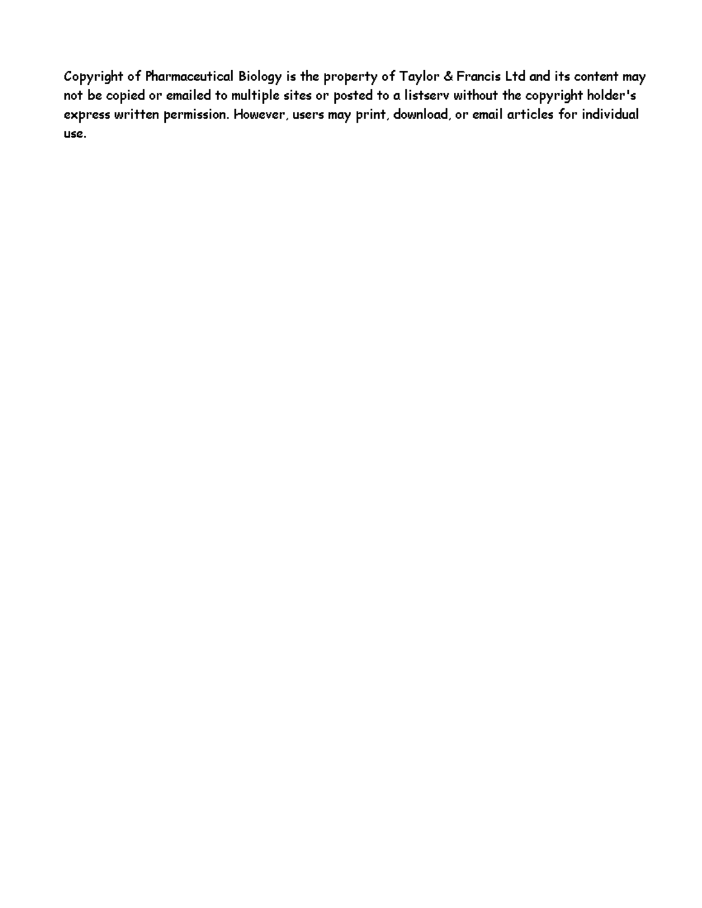Copyright of Pharmaceutical Biology is the property of Taylor & Francis Ltd and its content may not be copied or emailed to multiple sites or posted to a listserv without the copyright holder's express written permission. However, users may print, download, or email articles for individual use.